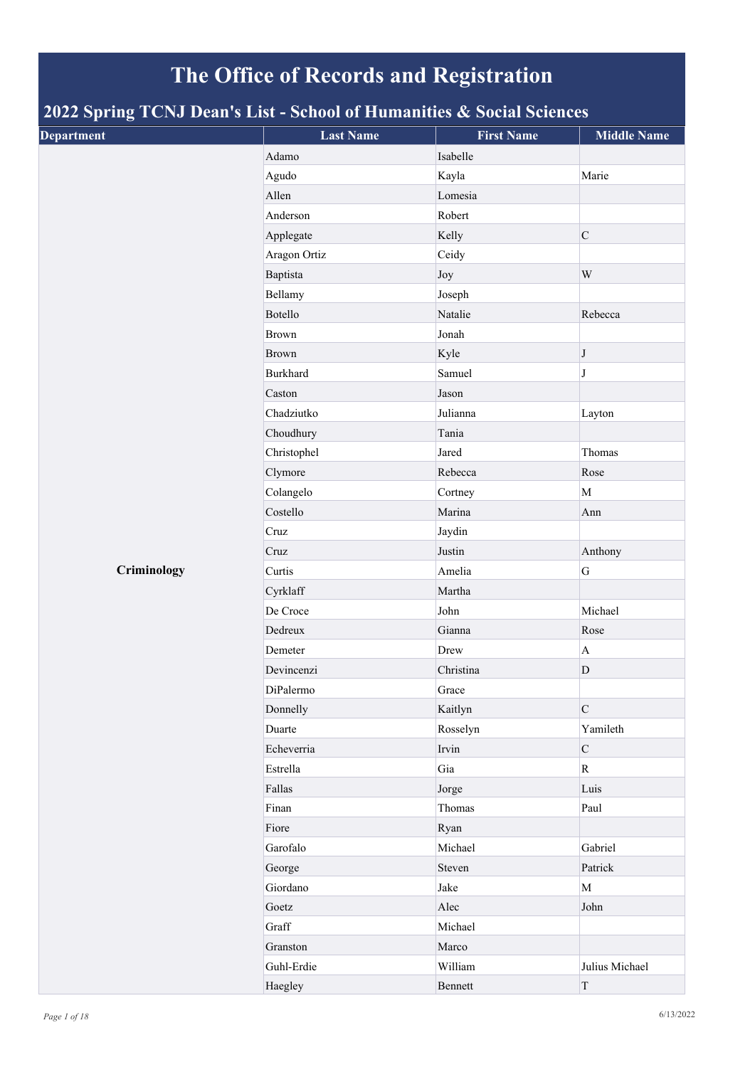# The Office of Records and Registration

## 2022 Spring TCNJ Dean's List - School of Humanities & Social Sciences

| Department | Last Name | First Name | Middle Name |
|---|---|---|---|
| Criminology | Adamo | Isabelle | |
| | Agudo | Kayla | Marie |
| | Allen | Lomesia | |
| | Anderson | Robert | |
| | Applegate | Kelly | C |
| | Aragon Ortiz | Ceidy | |
| | Baptista | Joy | W |
| | Bellamy | Joseph | |
| | Botello | Natalie | Rebecca |
| | Brown | Jonah | |
| | Brown | Kyle | J |
| | Burkhard | Samuel | J |
| | Caston | Jason | |
| | Chadziutko | Julianna | Layton |
| | Choudhury | Tania | |
| | Christophel | Jared | Thomas |
| | Clymore | Rebecca | Rose |
| | Colangelo | Cortney | M |
| | Costello | Marina | Ann |
| | Cruz | Jaydin | |
| | Cruz | Justin | Anthony |
| | Curtis | Amelia | G |
| | Cyrklaff | Martha | |
| | De Croce | John | Michael |
| | Dedreux | Gianna | Rose |
| | Demeter | Drew | A |
| | Devincenzi | Christina | D |
| | DiPalermo | Grace | |
| | Donnelly | Kaitlyn | C |
| | Duarte | Rosselyn | Yamileth |
| | Echeverria | Irvin | C |
| | Estrella | Gia | R |
| | Fallas | Jorge | Luis |
| | Finan | Thomas | Paul |
| | Fiore | Ryan | |
| | Garofalo | Michael | Gabriel |
| | George | Steven | Patrick |
| | Giordano | Jake | M |
| | Goetz | Alec | John |
| | Graff | Michael | |
| | Granston | Marco | |
| | Guhl-Erdie | William | Julius Michael |
| | Haegley | Bennett | T |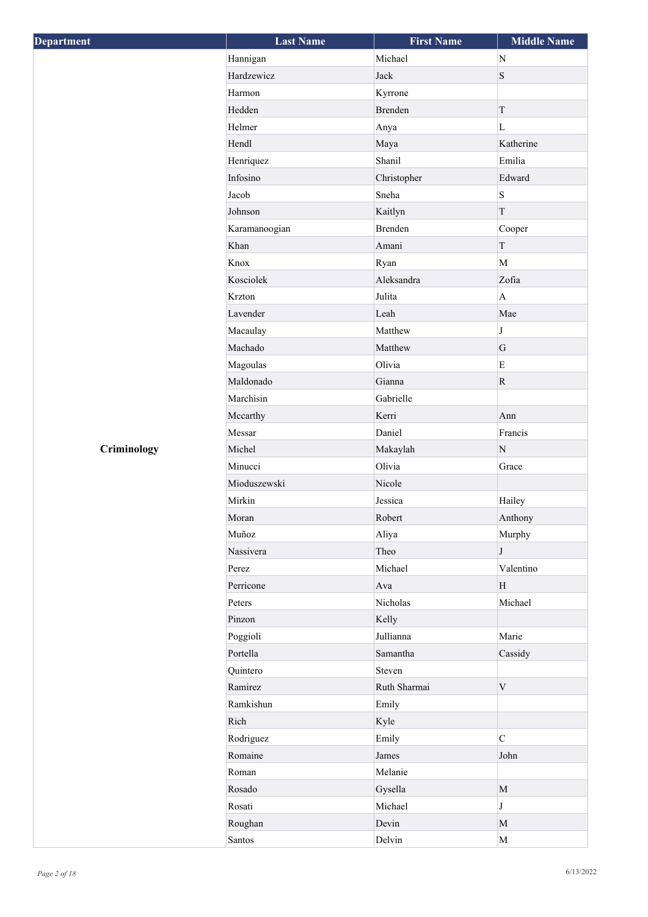| Department | Last Name | First Name | Middle Name |
| --- | --- | --- | --- |
| Criminology | Hannigan | Michael | N |
| | Hardzewicz | Jack | S |
| | Harmon | Kyrrone | |
| | Hedden | Brenden | T |
| | Helmer | Anya | L |
| | Hendl | Maya | Katherine |
| | Henriquez | Shanil | Emilia |
| | Infosino | Christopher | Edward |
| | Jacob | Sneha | S |
| | Johnson | Kaitlyn | T |
| | Karamanoogian | Brenden | Cooper |
| | Khan | Amani | T |
| | Knox | Ryan | M |
| | Kosciolek | Aleksandra | Zofia |
| | Krzton | Julita | A |
| | Lavender | Leah | Mae |
| | Macaulay | Matthew | J |
| | Machado | Matthew | G |
| | Magoulas | Olivia | E |
| | Maldonado | Gianna | R |
| | Marchisin | Gabrielle | |
| | Mccarthy | Kerri | Ann |
| | Messar | Daniel | Francis |
| | Michel | Makaylah | N |
| | Minucci | Olivia | Grace |
| | Mioduszewski | Nicole | |
| | Mirkin | Jessica | Hailey |
| | Moran | Robert | Anthony |
| | Muñoz | Aliya | Murphy |
| | Nassivera | Theo | J |
| | Perez | Michael | Valentino |
| | Perricone | Ava | H |
| | Peters | Nicholas | Michael |
| | Pinzon | Kelly | |
| | Poggioli | Jullianna | Marie |
| | Portella | Samantha | Cassidy |
| | Quintero | Steven | |
| | Ramirez | Ruth Sharmai | V |
| | Ramkishun | Emily | |
| | Rich | Kyle | |
| | Rodriguez | Emily | C |
| | Romaine | James | John |
| | Roman | Melanie | |
| | Rosado | Gysella | M |
| | Rosati | Michael | J |
| | Roughan | Devin | M |
| | Santos | Delvin | M |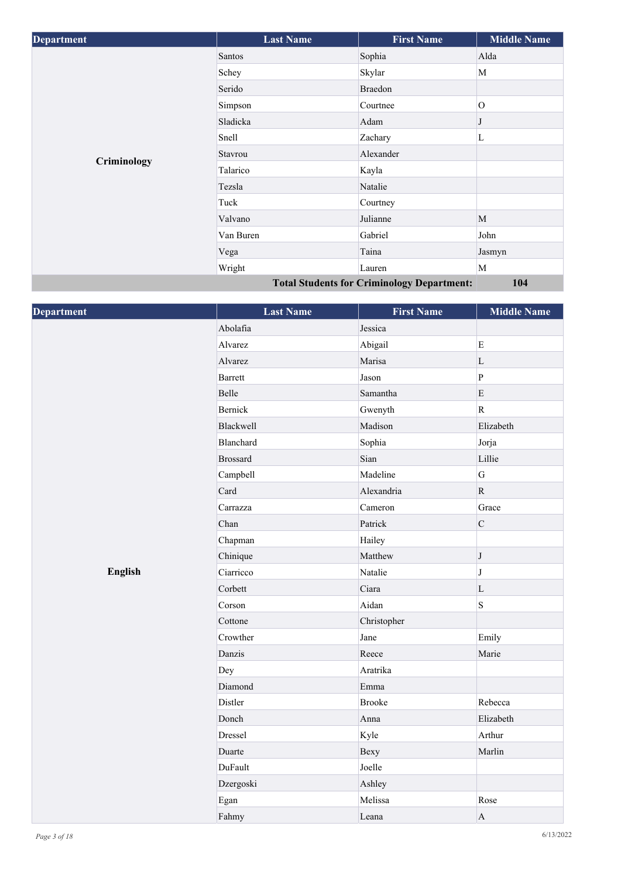| Department | Last Name | First Name | Middle Name |
|---|---|---|---|
| Criminology | Santos | Sophia | Alda |
| | Schey | Skylar | M |
| | Serido | Braedon | |
| | Simpson | Courtnee | O |
| | Sladicka | Adam | J |
| | Snell | Zachary | L |
| | Stavrou | Alexander | |
| | Talarico | Kayla | |
| | Tezsla | Natalie | |
| | Tuck | Courtney | |
| | Valvano | Julianne | M |
| | Van Buren | Gabriel | John |
| | Vega | Taina | Jasmyn |
| | Wright | Lauren | M |
| | | **Total Students for Criminology Department:** | **104** |

| Department | Last Name | First Name | Middle Name |
|---|---|---|---|
| English | Abolafia | Jessica | |
| | Alvarez | Abigail | E |
| | Alvarez | Marisa | L |
| | Barrett | Jason | P |
| | Belle | Samantha | E |
| | Bernick | Gwenyth | R |
| | Blackwell | Madison | Elizabeth |
| | Blanchard | Sophia | Jorja |
| | Brossard | Sian | Lillie |
| | Campbell | Madeline | G |
| | Card | Alexandria | R |
| | Carrazza | Cameron | Grace |
| | Chan | Patrick | C |
| | Chapman | Hailey | |
| | Chinique | Matthew | J |
| | Ciarricco | Natalie | J |
| | Corbett | Ciara | L |
| | Corson | Aidan | S |
| | Cottone | Christopher | |
| | Crowther | Jane | Emily |
| | Danzis | Reece | Marie |
| | Dey | Aratrika | |
| | Diamond | Emma | |
| | Distler | Brooke | Rebecca |
| | Donch | Anna | Elizabeth |
| | Dressel | Kyle | Arthur |
| | Duarte | Bexy | Marlin |
| | DuFault | Joelle | |
| | Dzergoski | Ashley | |
| | Egan | Melissa | Rose |
| | Fahmy | Leana | A |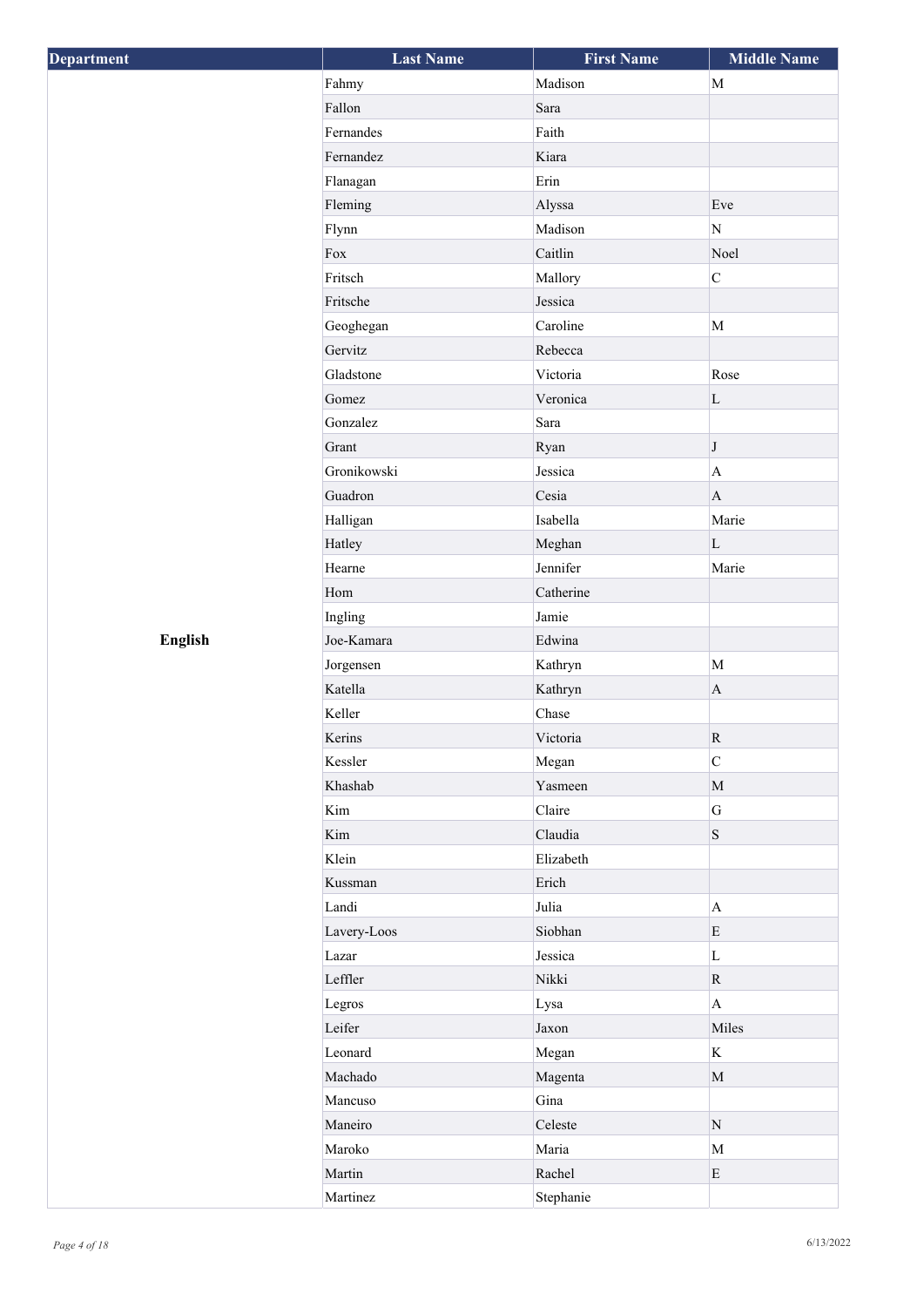| Department | Last Name | First Name | Middle Name |
| --- | --- | --- | --- |
| English | Fahmy | Madison | M |
| | Fallon | Sara | |
| | Fernandes | Faith | |
| | Fernandez | Kiara | |
| | Flanagan | Erin | |
| | Fleming | Alyssa | Eve |
| | Flynn | Madison | N |
| | Fox | Caitlin | Noel |
| | Fritsch | Mallory | C |
| | Fritsche | Jessica | |
| | Geoghegan | Caroline | M |
| | Gervitz | Rebecca | |
| | Gladstone | Victoria | Rose |
| | Gomez | Veronica | L |
| | Gonzalez | Sara | |
| | Grant | Ryan | J |
| | Gronikowski | Jessica | A |
| | Guadron | Cesia | A |
| | Halligan | Isabella | Marie |
| | Hatley | Meghan | L |
| | Hearne | Jennifer | Marie |
| | Hom | Catherine | |
| | Ingling | Jamie | |
| | Joe-Kamara | Edwina | |
| | Jorgensen | Kathryn | M |
| | Katella | Kathryn | A |
| | Keller | Chase | |
| | Kerins | Victoria | R |
| | Kessler | Megan | C |
| | Khashab | Yasmeen | M |
| | Kim | Claire | G |
| | Kim | Claudia | S |
| | Klein | Elizabeth | |
| | Kussman | Erich | |
| | Landi | Julia | A |
| | Lavery-Loos | Siobhan | E |
| | Lazar | Jessica | L |
| | Leffler | Nikki | R |
| | Legros | Lysa | A |
| | Leifer | Jaxon | Miles |
| | Leonard | Megan | K |
| | Machado | Magenta | M |
| | Mancuso | Gina | |
| | Maneiro | Celeste | N |
| | Maroko | Maria | M |
| | Martin | Rachel | E |
| | Martinez | Stephanie | |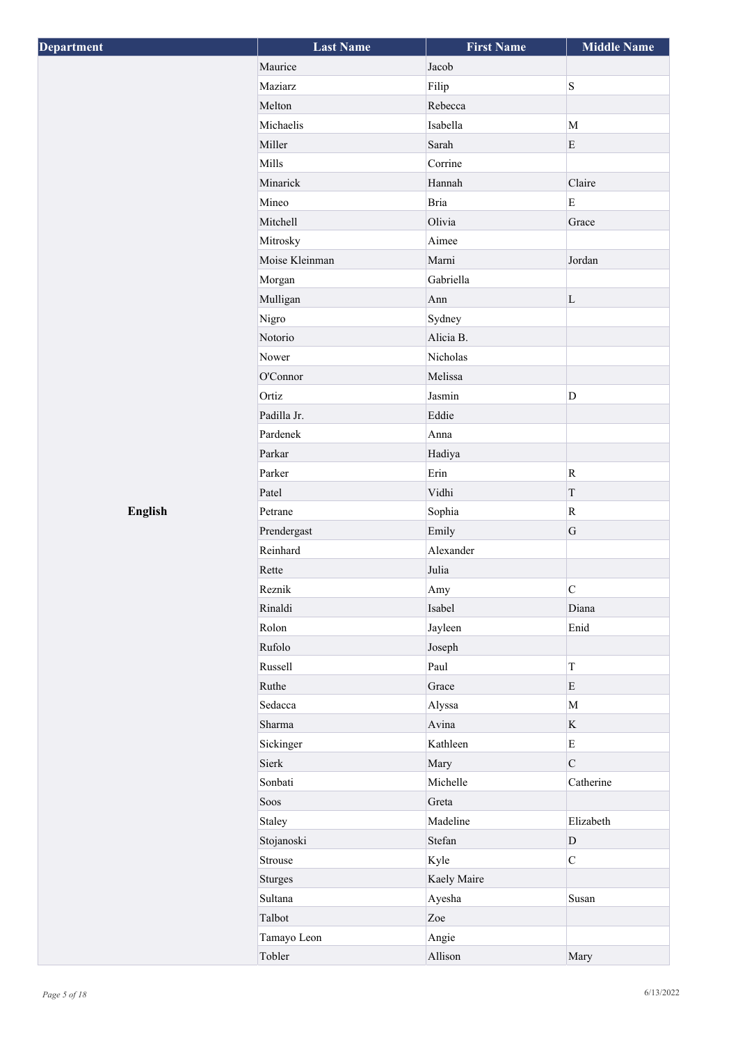| Department | Last Name | First Name | Middle Name |
|---|---|---|---|
| English | Maurice | Jacob | |
| | Maziarz | Filip | S |
| | Melton | Rebecca | |
| | Michaelis | Isabella | M |
| | Miller | Sarah | E |
| | Mills | Corrine | |
| | Minarick | Hannah | Claire |
| | Mineo | Bria | E |
| | Mitchell | Olivia | Grace |
| | Mitrosky | Aimee | |
| | Moise Kleinman | Marni | Jordan |
| | Morgan | Gabriella | |
| | Mulligan | Ann | L |
| | Nigro | Sydney | |
| | Notorio | Alicia B. | |
| | Nower | Nicholas | |
| | O'Connor | Melissa | |
| | Ortiz | Jasmin | D |
| | Padilla Jr. | Eddie | |
| | Pardenek | Anna | |
| | Parkar | Hadiya | |
| | Parker | Erin | R |
| | Patel | Vidhi | T |
| | Petrane | Sophia | R |
| | Prendergast | Emily | G |
| | Reinhard | Alexander | |
| | Rette | Julia | |
| | Reznik | Amy | C |
| | Rinaldi | Isabel | Diana |
| | Rolon | Jayleen | Enid |
| | Rufolo | Joseph | |
| | Russell | Paul | T |
| | Ruthe | Grace | E |
| | Sedacca | Alyssa | M |
| | Sharma | Avina | K |
| | Sickinger | Kathleen | E |
| | Sierk | Mary | C |
| | Sonbati | Michelle | Catherine |
| | Soos | Greta | |
| | Staley | Madeline | Elizabeth |
| | Stojanoski | Stefan | D |
| | Strouse | Kyle | C |
| | Sturges | Kaely Maire | |
| | Sultana | Ayesha | Susan |
| | Talbot | Zoe | |
| | Tamayo Leon | Angie | |
| | Tobler | Allison | Mary |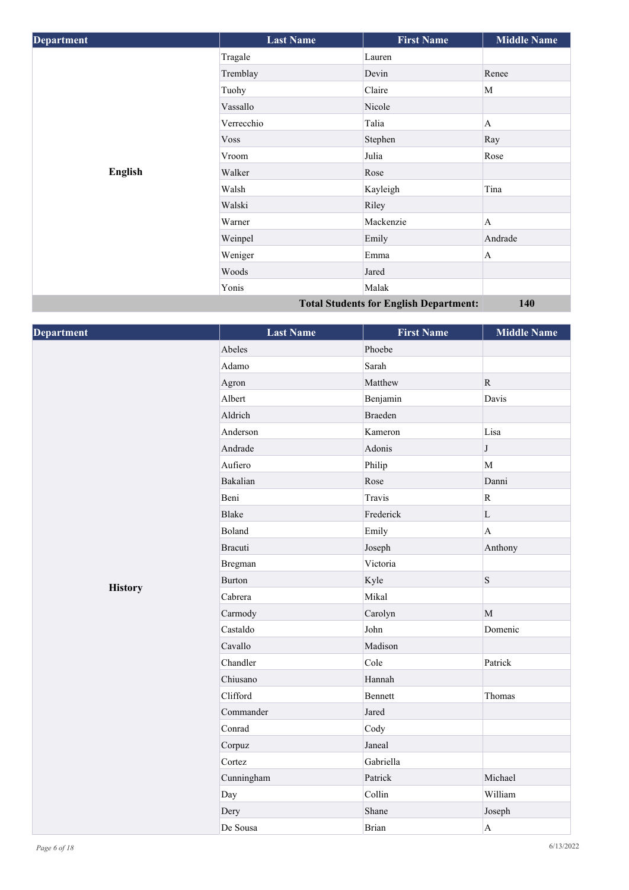| Department | Last Name | First Name | Middle Name |
| --- | --- | --- | --- |
| English | Tragale | Lauren | |
| | Tremblay | Devin | Renee |
| | Tuohy | Claire | M |
| | Vassallo | Nicole | |
| | Verrecchio | Talia | A |
| | Voss | Stephen | Ray |
| | Vroom | Julia | Rose |
| | Walker | Rose | |
| | Walsh | Kayleigh | Tina |
| | Walski | Riley | |
| | Warner | Mackenzie | A |
| | Weinpel | Emily | Andrade |
| | Weniger | Emma | A |
| | Woods | Jared | |
| | Yonis | Malak | |
| | | **Total Students for English Department:** | **140** |

| Department | Last Name | First Name | Middle Name |
| --- | --- | --- | --- |
| History | Abeles | Phoebe | |
| | Adamo | Sarah | |
| | Agron | Matthew | R |
| | Albert | Benjamin | Davis |
| | Aldrich | Braeden | |
| | Anderson | Kameron | Lisa |
| | Andrade | Adonis | J |
| | Aufiero | Philip | M |
| | Bakalian | Rose | Danni |
| | Beni | Travis | R |
| | Blake | Frederick | L |
| | Boland | Emily | A |
| | Bracuti | Joseph | Anthony |
| | Bregman | Victoria | |
| | Burton | Kyle | S |
| | Cabrera | Mikal | |
| | Carmody | Carolyn | M |
| | Castaldo | John | Domenic |
| | Cavallo | Madison | |
| | Chandler | Cole | Patrick |
| | Chiusano | Hannah | |
| | Clifford | Bennett | Thomas |
| | Commander | Jared | |
| | Conrad | Cody | |
| | Corpuz | Janeal | |
| | Cortez | Gabriella | |
| | Cunningham | Patrick | Michael |
| | Day | Collin | William |
| | Dery | Shane | Joseph |
| | De Sousa | Brian | A |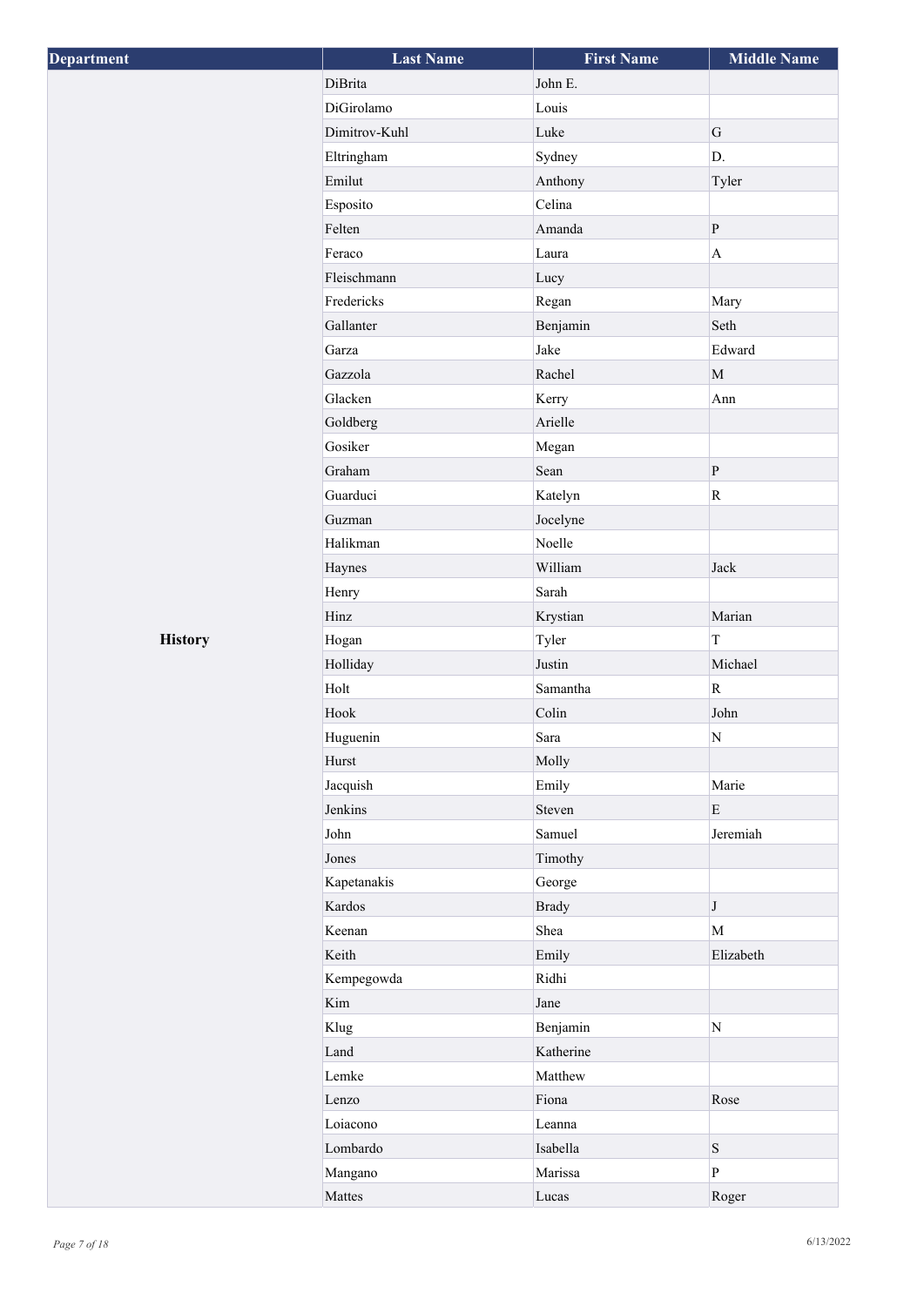| Department | Last Name | First Name | Middle Name |
|---|---|---|---|
| History | DiBrita | John E. | |
| | DiGirolamo | Louis | |
| | Dimitrov-Kuhl | Luke | G |
| | Eltringham | Sydney | D. |
| | Emilut | Anthony | Tyler |
| | Esposito | Celina | |
| | Felten | Amanda | P |
| | Feraco | Laura | A |
| | Fleischmann | Lucy | |
| | Fredericks | Regan | Mary |
| | Gallanter | Benjamin | Seth |
| | Garza | Jake | Edward |
| | Gazzola | Rachel | M |
| | Glacken | Kerry | Ann |
| | Goldberg | Arielle | |
| | Gosiker | Megan | |
| | Graham | Sean | P |
| | Guarduci | Katelyn | R |
| | Guzman | Jocelyne | |
| | Halikman | Noelle | |
| | Haynes | William | Jack |
| | Henry | Sarah | |
| | Hinz | Krystian | Marian |
| | Hogan | Tyler | T |
| | Holliday | Justin | Michael |
| | Holt | Samantha | R |
| | Hook | Colin | John |
| | Huguenin | Sara | N |
| | Hurst | Molly | |
| | Jacquish | Emily | Marie |
| | Jenkins | Steven | E |
| | John | Samuel | Jeremiah |
| | Jones | Timothy | |
| | Kapetanakis | George | |
| | Kardos | Brady | J |
| | Keenan | Shea | M |
| | Keith | Emily | Elizabeth |
| | Kempegowda | Ridhi | |
| | Kim | Jane | |
| | Klug | Benjamin | N |
| | Land | Katherine | |
| | Lemke | Matthew | |
| | Lenzo | Fiona | Rose |
| | Loiacono | Leanna | |
| | Lombardo | Isabella | S |
| | Mangano | Marissa | P |
| | Mattes | Lucas | Roger |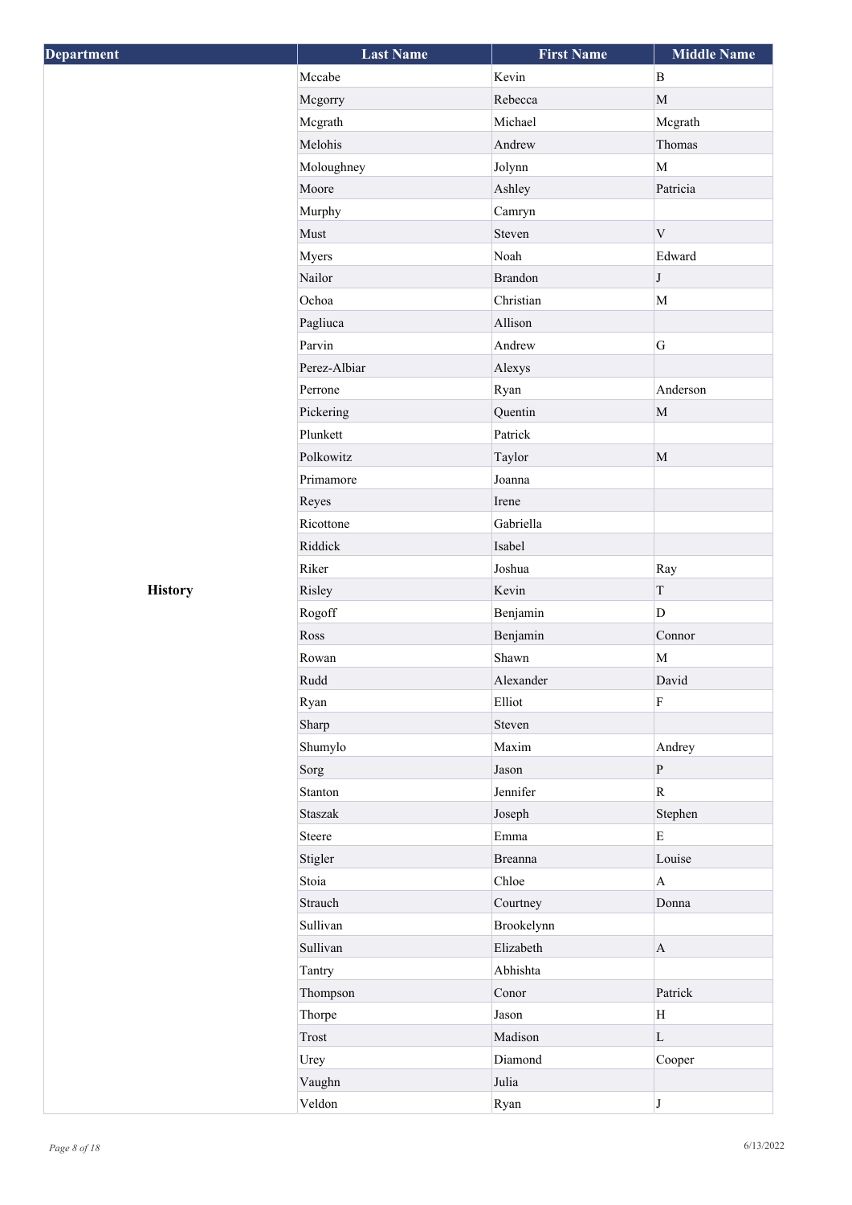| Department | Last Name | First Name | Middle Name |
| --- | --- | --- | --- |
| History | Mccabe | Kevin | B |
| | Mcgorry | Rebecca | M |
| | Mcgrath | Michael | Mcgrath |
| | Melohis | Andrew | Thomas |
| | Moloughney | Jolynn | M |
| | Moore | Ashley | Patricia |
| | Murphy | Camryn | |
| | Must | Steven | V |
| | Myers | Noah | Edward |
| | Nailor | Brandon | J |
| | Ochoa | Christian | M |
| | Pagliuca | Allison | |
| | Parvin | Andrew | G |
| | Perez-Albiar | Alexys | |
| | Perrone | Ryan | Anderson |
| | Pickering | Quentin | M |
| | Plunkett | Patrick | |
| | Polkowitz | Taylor | M |
| | Primamore | Joanna | |
| | Reyes | Irene | |
| | Ricottone | Gabriella | |
| | Riddick | Isabel | |
| | Riker | Joshua | Ray |
| | Risley | Kevin | T |
| | Rogoff | Benjamin | D |
| | Ross | Benjamin | Connor |
| | Rowan | Shawn | M |
| | Rudd | Alexander | David |
| | Ryan | Elliot | F |
| | Sharp | Steven | |
| | Shumylo | Maxim | Andrey |
| | Sorg | Jason | P |
| | Stanton | Jennifer | R |
| | Staszak | Joseph | Stephen |
| | Steere | Emma | E |
| | Stigler | Breanna | Louise |
| | Stoia | Chloe | A |
| | Strauch | Courtney | Donna |
| | Sullivan | Brookelynn | |
| | Sullivan | Elizabeth | A |
| | Tantry | Abhishta | |
| | Thompson | Conor | Patrick |
| | Thorpe | Jason | H |
| | Trost | Madison | L |
| | Urey | Diamond | Cooper |
| | Vaughn | Julia | |
| | Veldon | Ryan | J |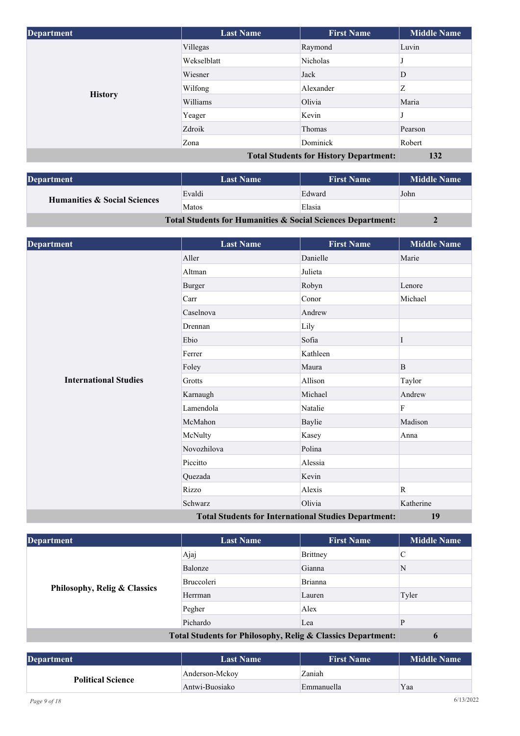| Department | Last Name | First Name | Middle Name |
|---|---|---|---|
| History | Villegas | Raymond | Luvin |
| | Wekselblatt | Nicholas | J |
| | Wiesner | Jack | D |
| | Wilfong | Alexander | Z |
| | Williams | Olivia | Maria |
| | Yeager | Kevin | J |
| | Zdroik | Thomas | Pearson |
| | Zona | Dominick | Robert |
| | | **Total Students for History Department:** | **132** |

| Department | Last Name | First Name | Middle Name |
|---|---|---|---|
| Humanities & Social Sciences | Evaldi | Edward | John |
| | Matos | Elasia | |
| | | **Total Students for Humanities & Social Sciences Department:** | **2** |

| Department | Last Name | First Name | Middle Name |
|---|---|---|---|
| International Studies | Aller | Danielle | Marie |
| | Altman | Julieta | |
| | Burger | Robyn | Lenore |
| | Carr | Conor | Michael |
| | Caselnova | Andrew | |
| | Drennan | Lily | |
| | Ebio | Sofia | I |
| | Ferrer | Kathleen | |
| | Foley | Maura | B |
| | Grotts | Allison | Taylor |
| | Karnaugh | Michael | Andrew |
| | Lamendola | Natalie | F |
| | McMahon | Baylie | Madison |
| | McNulty | Kasey | Anna |
| | Novozhilova | Polina | |
| | Piccitto | Alessia | |
| | Quezada | Kevin | |
| | Rizzo | Alexis | R |
| | Schwarz | Olivia | Katherine |
| | | **Total Students for International Studies Department:** | **19** |

| Department | Last Name | First Name | Middle Name |
|---|---|---|---|
| Philosophy, Relig & Classics | Ajaj | Brittney | C |
| | Balonze | Gianna | N |
| | Bruccoleri | Brianna | |
| | Herrman | Lauren | Tyler |
| | Pegher | Alex | |
| | Pichardo | Lea | P |
| | | **Total Students for Philosophy, Relig & Classics Department:** | **6** |

| Department | Last Name | First Name | Middle Name |
|---|---|---|---|
| Political Science | Anderson-Mckoy | Zaniah | |
| | Antwi-Buosiako | Emmanuella | Yaa |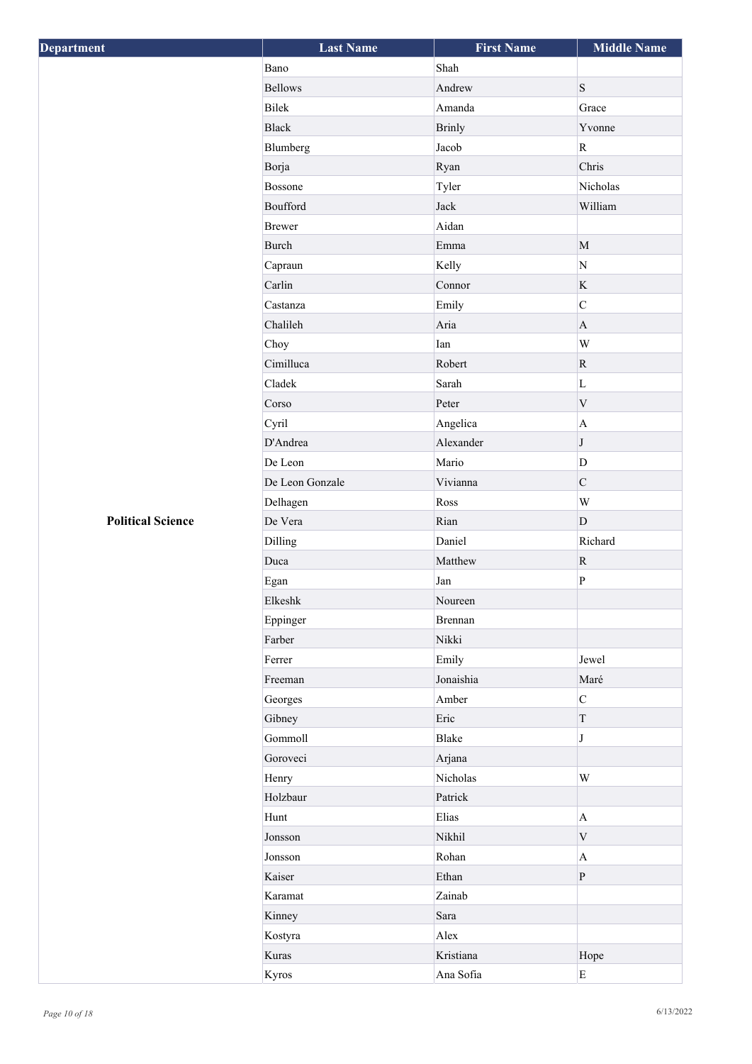| Department | Last Name | First Name | Middle Name |
|---|---|---|---|
| Political Science | Bano | Shah | |
| | Bellows | Andrew | S |
| | Bilek | Amanda | Grace |
| | Black | Brinly | Yvonne |
| | Blumberg | Jacob | R |
| | Borja | Ryan | Chris |
| | Bossone | Tyler | Nicholas |
| | Boufford | Jack | William |
| | Brewer | Aidan | |
| | Burch | Emma | M |
| | Capraun | Kelly | N |
| | Carlin | Connor | K |
| | Castanza | Emily | C |
| | Chalileh | Aria | A |
| | Choy | Ian | W |
| | Cimilluca | Robert | R |
| | Cladek | Sarah | L |
| | Corso | Peter | V |
| | Cyril | Angelica | A |
| | D'Andrea | Alexander | J |
| | De Leon | Mario | D |
| | De Leon Gonzale | Vivianna | C |
| | Delhagen | Ross | W |
| | De Vera | Rian | D |
| | Dilling | Daniel | Richard |
| | Duca | Matthew | R |
| | Egan | Jan | P |
| | Elkeshk | Noureen | |
| | Eppinger | Brennan | |
| | Farber | Nikki | |
| | Ferrer | Emily | Jewel |
| | Freeman | Jonaishia | Maré |
| | Georges | Amber | C |
| | Gibney | Eric | T |
| | Gommoll | Blake | J |
| | Goroveci | Arjana | |
| | Henry | Nicholas | W |
| | Holzbaur | Patrick | |
| | Hunt | Elias | A |
| | Jonsson | Nikhil | V |
| | Jonsson | Rohan | A |
| | Kaiser | Ethan | P |
| | Karamat | Zainab | |
| | Kinney | Sara | |
| | Kostyra | Alex | |
| | Kuras | Kristiana | Hope |
| | Kyros | Ana Sofia | E |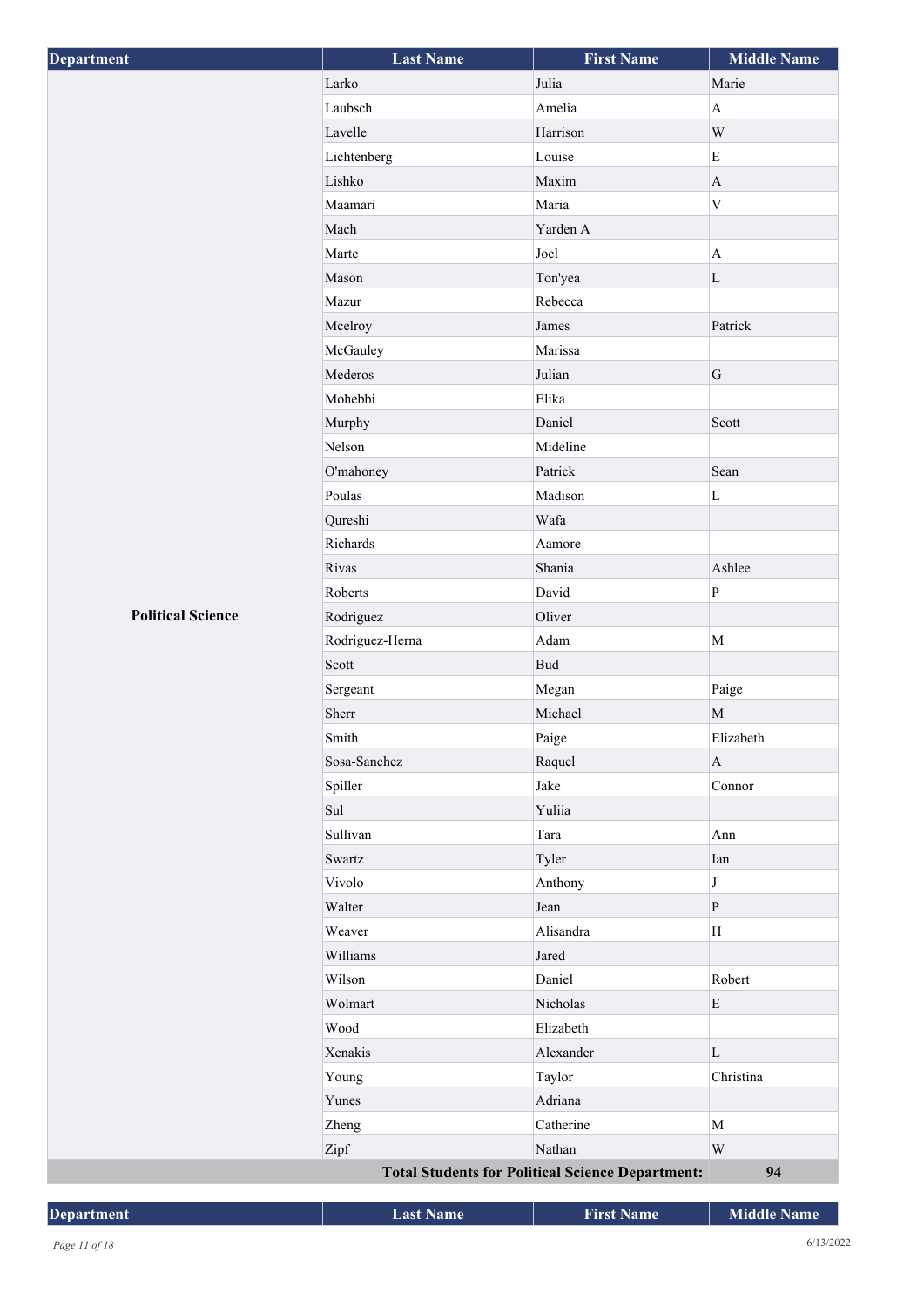| Department | Last Name | First Name | Middle Name |
|---|---|---|---|
| | Larko | Julia | Marie |
| | Laubsch | Amelia | A |
| | Lavelle | Harrison | W |
| | Lichtenberg | Louise | E |
| | Lishko | Maxim | A |
| | Maamari | Maria | V |
| | Mach | Yarden A | |
| | Marte | Joel | A |
| | Mason | Ton'yea | L |
| | Mazur | Rebecca | |
| | Mcelroy | James | Patrick |
| | McGauley | Marissa | |
| | Mederos | Julian | G |
| | Mohebbi | Elika | |
| | Murphy | Daniel | Scott |
| | Nelson | Mideline | |
| | O'mahoney | Patrick | Sean |
| | Poulas | Madison | L |
| | Qureshi | Wafa | |
| | Richards | Aamore | |
| | Rivas | Shania | Ashlee |
| | Roberts | David | P |
| **Political Science** | Rodriguez | Oliver | |
| | Rodriguez-Herna | Adam | M |
| | Scott | Bud | |
| | Sergeant | Megan | Paige |
| | Sherr | Michael | M |
| | Smith | Paige | Elizabeth |
| | Sosa-Sanchez | Raquel | A |
| | Spiller | Jake | Connor |
| | Sul | Yuliia | |
| | Sullivan | Tara | Ann |
| | Swartz | Tyler | Ian |
| | Vivolo | Anthony | J |
| | Walter | Jean | P |
| | Weaver | Alisandra | H |
| | Williams | Jared | |
| | Wilson | Daniel | Robert |
| | Wolmart | Nicholas | E |
| | Wood | Elizabeth | |
| | Xenakis | Alexander | L |
| | Young | Taylor | Christina |
| | Yunes | Adriana | |
| | Zheng | Catherine | M |
| | Zipf | Nathan | W |
| | | **Total Students for Political Science Department:** | **94** |

| Department | Last Name | First Name | Middle Name |
|---|---|---|---|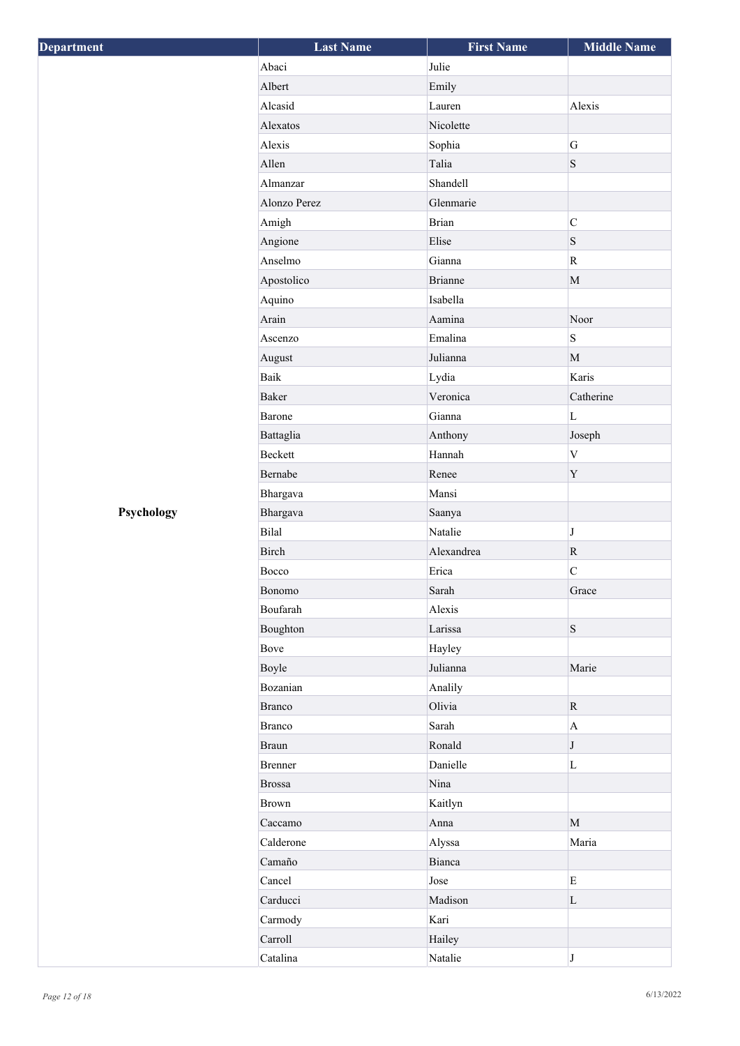| Department | Last Name | First Name | Middle Name |
|---|---|---|---|
| | Abaci | Julie | |
| | Albert | Emily | |
| | Alcasid | Lauren | Alexis |
| | Alexatos | Nicolette | |
| | Alexis | Sophia | G |
| | Allen | Talia | S |
| | Almanzar | Shandell | |
| | Alonzo Perez | Glenmarie | |
| | Amigh | Brian | C |
| | Angione | Elise | S |
| | Anselmo | Gianna | R |
| | Apostolico | Brianne | M |
| | Aquino | Isabella | |
| | Arain | Aamina | Noor |
| | Ascenzo | Emalina | S |
| | August | Julianna | M |
| | Baik | Lydia | Karis |
| | Baker | Veronica | Catherine |
| | Barone | Gianna | L |
| | Battaglia | Anthony | Joseph |
| | Beckett | Hannah | V |
| | Bernabe | Renee | Y |
| | Bhargava | Mansi | |
| **Psychology** | Bhargava | Saanya | |
| | Bilal | Natalie | J |
| | Birch | Alexandrea | R |
| | Bocco | Erica | C |
| | Bonomo | Sarah | Grace |
| | Boufarah | Alexis | |
| | Boughton | Larissa | S |
| | Bove | Hayley | |
| | Boyle | Julianna | Marie |
| | Bozanian | Analily | |
| | Branco | Olivia | R |
| | Branco | Sarah | A |
| | Braun | Ronald | J |
| | Brenner | Danielle | L |
| | Brossa | Nina | |
| | Brown | Kaitlyn | |
| | Caccamo | Anna | M |
| | Calderone | Alyssa | Maria |
| | Camaño | Bianca | |
| | Cancel | Jose | E |
| | Carducci | Madison | L |
| | Carmody | Kari | |
| | Carroll | Hailey | |
| | Catalina | Natalie | J |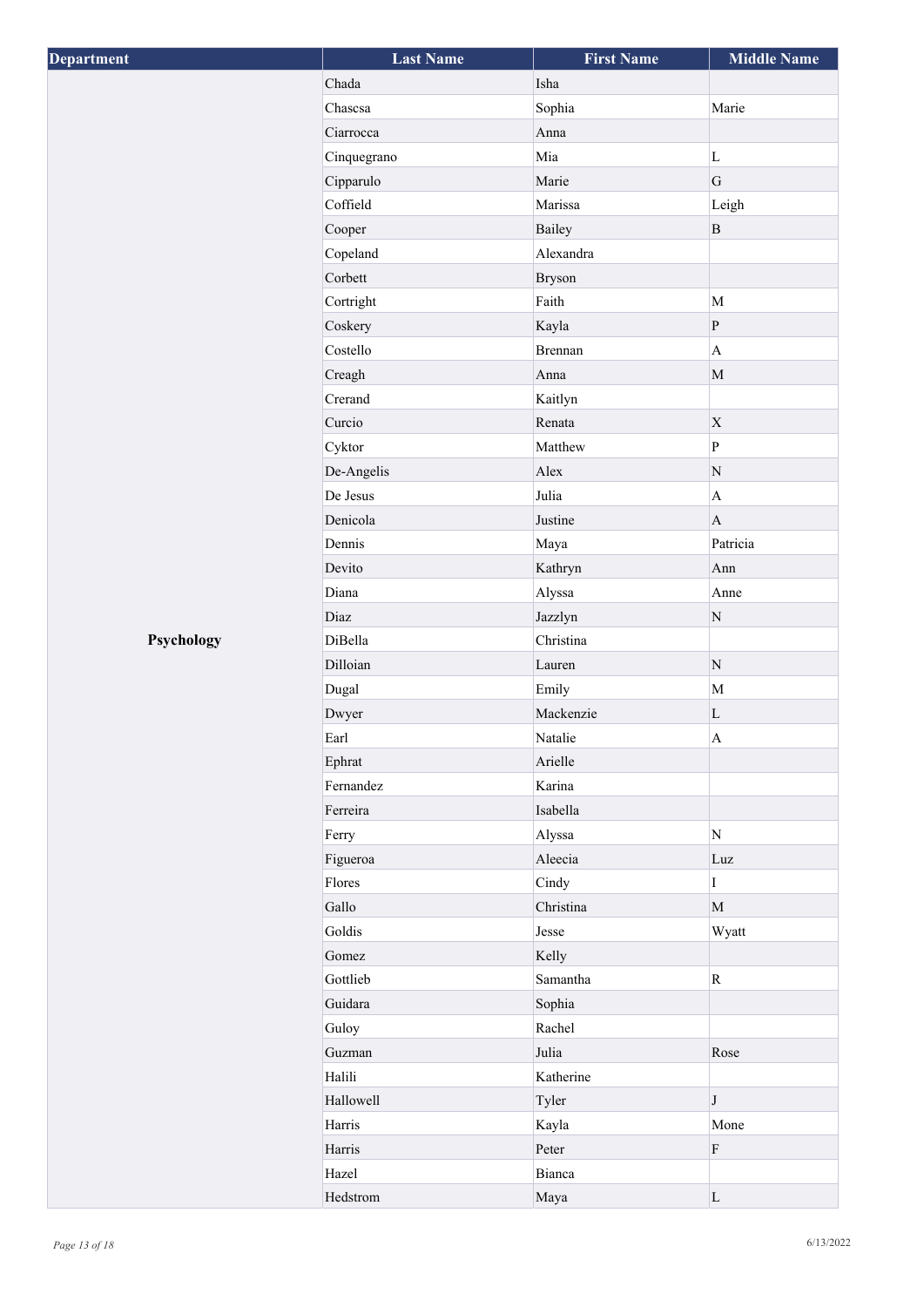| Department | Last Name | First Name | Middle Name |
|---|---|---|---|
| Psychology | Chada | Isha | |
| | Chascsa | Sophia | Marie |
| | Ciarrocca | Anna | |
| | Cinquegrano | Mia | L |
| | Cipparulo | Marie | G |
| | Coffield | Marissa | Leigh |
| | Cooper | Bailey | B |
| | Copeland | Alexandra | |
| | Corbett | Bryson | |
| | Cortright | Faith | M |
| | Coskery | Kayla | P |
| | Costello | Brennan | A |
| | Creagh | Anna | M |
| | Crerand | Kaitlyn | |
| | Curcio | Renata | X |
| | Cyktor | Matthew | P |
| | De-Angelis | Alex | N |
| | De Jesus | Julia | A |
| | Denicola | Justine | A |
| | Dennis | Maya | Patricia |
| | Devito | Kathryn | Ann |
| | Diana | Alyssa | Anne |
| | Diaz | Jazzlyn | N |
| | DiBella | Christina | |
| | Dilloian | Lauren | N |
| | Dugal | Emily | M |
| | Dwyer | Mackenzie | L |
| | Earl | Natalie | A |
| | Ephrat | Arielle | |
| | Fernandez | Karina | |
| | Ferreira | Isabella | |
| | Ferry | Alyssa | N |
| | Figueroa | Aleecia | Luz |
| | Flores | Cindy | I |
| | Gallo | Christina | M |
| | Goldis | Jesse | Wyatt |
| | Gomez | Kelly | |
| | Gottlieb | Samantha | R |
| | Guidara | Sophia | |
| | Guloy | Rachel | |
| | Guzman | Julia | Rose |
| | Halili | Katherine | |
| | Hallowell | Tyler | J |
| | Harris | Kayla | Mone |
| | Harris | Peter | F |
| | Hazel | Bianca | |
| | Hedstrom | Maya | L |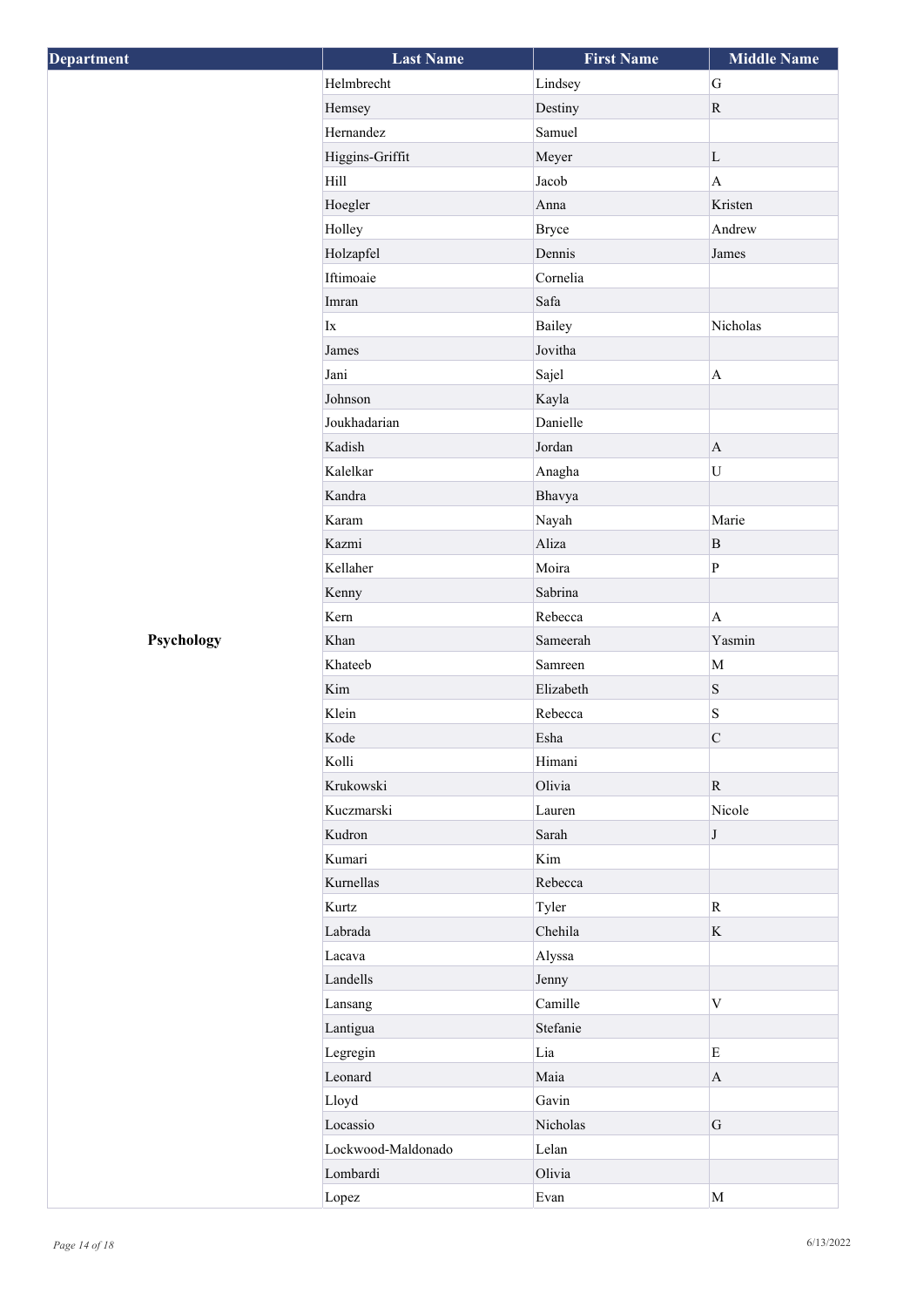| Department | Last Name | First Name | Middle Name |
| --- | --- | --- | --- |
| Psychology | Helmbrecht | Lindsey | G |
| | Hemsey | Destiny | R |
| | Hernandez | Samuel | |
| | Higgins-Griffit | Meyer | L |
| | Hill | Jacob | A |
| | Hoegler | Anna | Kristen |
| | Holley | Bryce | Andrew |
| | Holzapfel | Dennis | James |
| | Iftimoaie | Cornelia | |
| | Imran | Safa | |
| | Ix | Bailey | Nicholas |
| | James | Jovitha | |
| | Jani | Sajel | A |
| | Johnson | Kayla | |
| | Joukhadarian | Danielle | |
| | Kadish | Jordan | A |
| | Kalelkar | Anagha | U |
| | Kandra | Bhavya | |
| | Karam | Nayah | Marie |
| | Kazmi | Aliza | B |
| | Kellaher | Moira | P |
| | Kenny | Sabrina | |
| | Kern | Rebecca | A |
| | Khan | Sameerah | Yasmin |
| | Khateeb | Samreen | M |
| | Kim | Elizabeth | S |
| | Klein | Rebecca | S |
| | Kode | Esha | C |
| | Kolli | Himani | |
| | Krukowski | Olivia | R |
| | Kuczmarski | Lauren | Nicole |
| | Kudron | Sarah | J |
| | Kumari | Kim | |
| | Kurnellas | Rebecca | |
| | Kurtz | Tyler | R |
| | Labrada | Chehila | K |
| | Lacava | Alyssa | |
| | Landells | Jenny | |
| | Lansang | Camille | V |
| | Lantigua | Stefanie | |
| | Legregin | Lia | E |
| | Leonard | Maia | A |
| | Lloyd | Gavin | |
| | Locassio | Nicholas | G |
| | Lockwood-Maldonado | Lelan | |
| | Lombardi | Olivia | |
| | Lopez | Evan | M |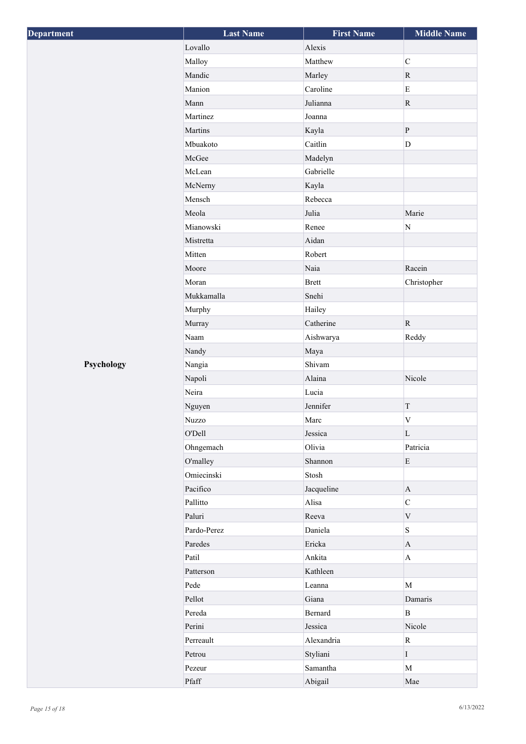| Department | Last Name | First Name | Middle Name |
|---|---|---|---|
| Psychology | Lovallo | Alexis | |
| | Malloy | Matthew | C |
| | Mandic | Marley | R |
| | Manion | Caroline | E |
| | Mann | Julianna | R |
| | Martinez | Joanna | |
| | Martins | Kayla | P |
| | Mbuakoto | Caitlin | D |
| | McGee | Madelyn | |
| | McLean | Gabrielle | |
| | McNerny | Kayla | |
| | Mensch | Rebecca | |
| | Meola | Julia | Marie |
| | Mianowski | Renee | N |
| | Mistretta | Aidan | |
| | Mitten | Robert | |
| | Moore | Naia | Racein |
| | Moran | Brett | Christopher |
| | Mukkamalla | Snehi | |
| | Murphy | Hailey | |
| | Murray | Catherine | R |
| | Naam | Aishwarya | Reddy |
| | Nandy | Maya | |
| | Nangia | Shivam | |
| | Napoli | Alaina | Nicole |
| | Neira | Lucia | |
| | Nguyen | Jennifer | T |
| | Nuzzo | Marc | V |
| | O'Dell | Jessica | L |
| | Ohngemach | Olivia | Patricia |
| | O'malley | Shannon | E |
| | Omiecinski | Stosh | |
| | Pacifico | Jacqueline | A |
| | Pallitto | Alisa | C |
| | Paluri | Reeva | V |
| | Pardo-Perez | Daniela | S |
| | Paredes | Ericka | A |
| | Patil | Ankita | A |
| | Patterson | Kathleen | |
| | Pede | Leanna | M |
| | Pellot | Giana | Damaris |
| | Pereda | Bernard | B |
| | Perini | Jessica | Nicole |
| | Perreault | Alexandria | R |
| | Petrou | Styliani | I |
| | Pezeur | Samantha | M |
| | Pfaff | Abigail | Mae |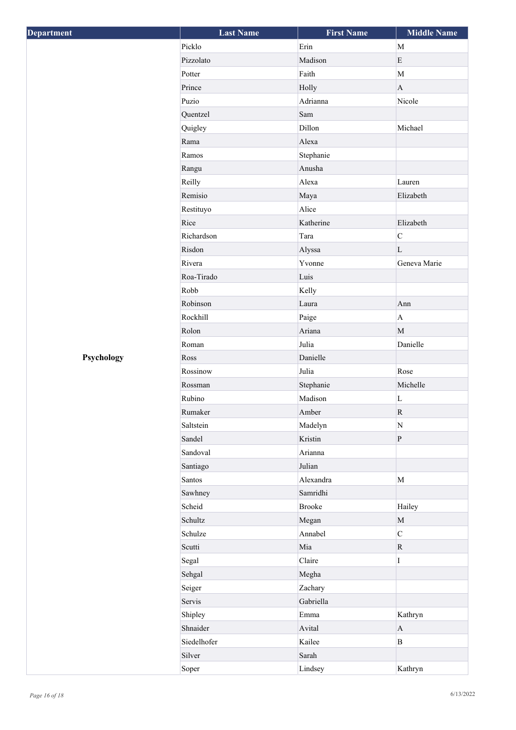| Department | Last Name | First Name | Middle Name |
|---|---|---|---|
| Psychology | Picklo | Erin | M |
| | Pizzolato | Madison | E |
| | Potter | Faith | M |
| | Prince | Holly | A |
| | Puzio | Adrianna | Nicole |
| | Quentzel | Sam | |
| | Quigley | Dillon | Michael |
| | Rama | Alexa | |
| | Ramos | Stephanie | |
| | Rangu | Anusha | |
| | Reilly | Alexa | Lauren |
| | Remisio | Maya | Elizabeth |
| | Restituyo | Alice | |
| | Rice | Katherine | Elizabeth |
| | Richardson | Tara | C |
| | Risdon | Alyssa | L |
| | Rivera | Yvonne | Geneva Marie |
| | Roa-Tirado | Luis | |
| | Robb | Kelly | |
| | Robinson | Laura | Ann |
| | Rockhill | Paige | A |
| | Rolon | Ariana | M |
| | Roman | Julia | Danielle |
| | Ross | Danielle | |
| | Rossinow | Julia | Rose |
| | Rossman | Stephanie | Michelle |
| | Rubino | Madison | L |
| | Rumaker | Amber | R |
| | Saltstein | Madelyn | N |
| | Sandel | Kristin | P |
| | Sandoval | Arianna | |
| | Santiago | Julian | |
| | Santos | Alexandra | M |
| | Sawhney | Samridhi | |
| | Scheid | Brooke | Hailey |
| | Schultz | Megan | M |
| | Schulze | Annabel | C |
| | Scutti | Mia | R |
| | Segal | Claire | I |
| | Sehgal | Megha | |
| | Seiger | Zachary | |
| | Servis | Gabriella | |
| | Shipley | Emma | Kathryn |
| | Shnaider | Avital | A |
| | Siedelhofer | Kailee | B |
| | Silver | Sarah | |
| | Soper | Lindsey | Kathryn |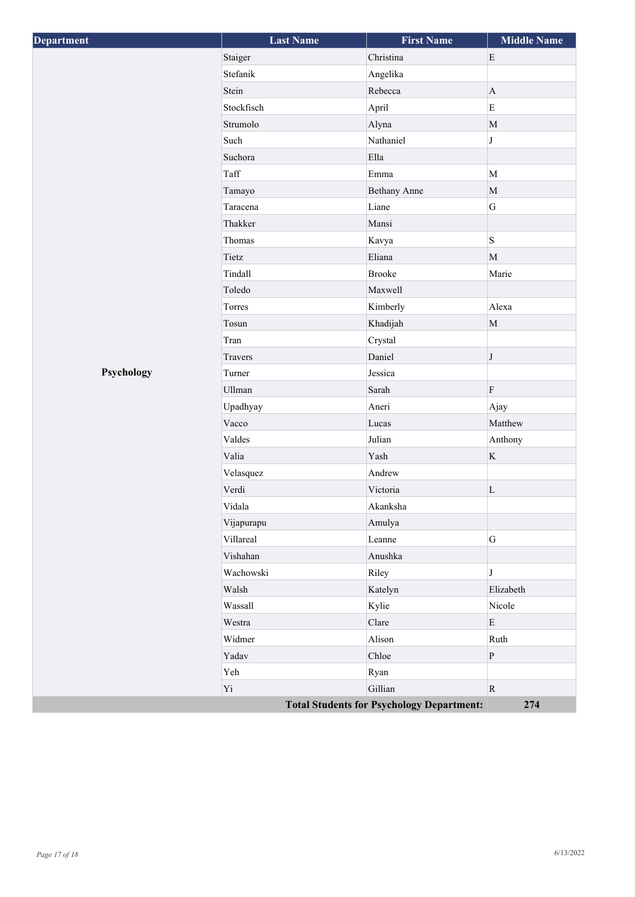| Department | Last Name | First Name | Middle Name |
| --- | --- | --- | --- |
| Psychology | Staiger | Christina | E |
| | Stefanik | Angelika | |
| | Stein | Rebecca | A |
| | Stockfisch | April | E |
| | Strumolo | Alyna | M |
| | Such | Nathaniel | J |
| | Suchora | Ella | |
| | Taff | Emma | M |
| | Tamayo | Bethany Anne | M |
| | Taracena | Liane | G |
| | Thakker | Mansi | |
| | Thomas | Kavya | S |
| | Tietz | Eliana | M |
| | Tindall | Brooke | Marie |
| | Toledo | Maxwell | |
| | Torres | Kimberly | Alexa |
| | Tosun | Khadijah | M |
| | Tran | Crystal | |
| | Travers | Daniel | J |
| | Turner | Jessica | |
| | Ullman | Sarah | F |
| | Upadhyay | Aneri | Ajay |
| | Vacco | Lucas | Matthew |
| | Valdes | Julian | Anthony |
| | Valia | Yash | K |
| | Velasquez | Andrew | |
| | Verdi | Victoria | L |
| | Vidala | Akanksha | |
| | Vijapurapu | Amulya | |
| | Villareal | Leanne | G |
| | Vishahan | Anushka | |
| | Wachowski | Riley | J |
| | Walsh | Katelyn | Elizabeth |
| | Wassall | Kylie | Nicole |
| | Westra | Clare | E |
| | Widmer | Alison | Ruth |
| | Yadav | Chloe | P |
| | Yeh | Ryan | |
| | Yi | Gillian | R |
| | | **Total Students for Psychology Department:** | **274** |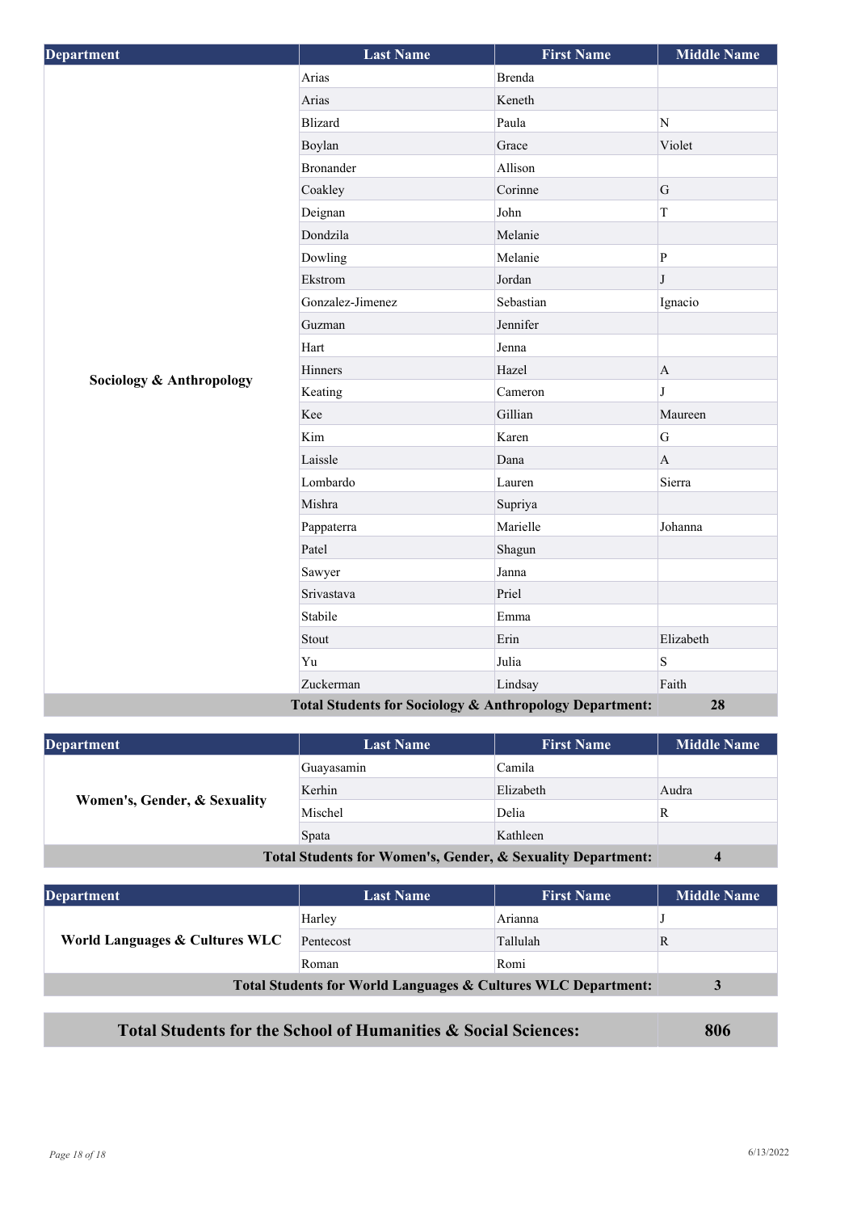| Department | Last Name | First Name | Middle Name |
| --- | --- | --- | --- |
| Sociology & Anthropology | Arias | Brenda | |
| | Arias | Keneth | |
| | Blizard | Paula | N |
| | Boylan | Grace | Violet |
| | Bronander | Allison | |
| | Coakley | Corinne | G |
| | Deignan | John | T |
| | Dondzila | Melanie | |
| | Dowling | Melanie | P |
| | Ekstrom | Jordan | J |
| | Gonzalez-Jimenez | Sebastian | Ignacio |
| | Guzman | Jennifer | |
| | Hart | Jenna | |
| | Hinners | Hazel | A |
| | Keating | Cameron | J |
| | Kee | Gillian | Maureen |
| | Kim | Karen | G |
| | Laissle | Dana | A |
| | Lombardo | Lauren | Sierra |
| | Mishra | Supriya | |
| | Pappaterra | Marielle | Johanna |
| | Patel | Shagun | |
| | Sawyer | Janna | |
| | Srivastava | Priel | |
| | Stabile | Emma | |
| | Stout | Erin | Elizabeth |
| | Yu | Julia | S |
| | Zuckerman | Lindsay | Faith |
| | **Total Students for Sociology & Anthropology Department:** | | **28** |

| Department | Last Name | First Name | Middle Name |
| --- | --- | --- | --- |
| Women's, Gender, & Sexuality | Guayasamin | Camila | |
| | Kerhin | Elizabeth | Audra |
| | Mischel | Delia | R |
| | Spata | Kathleen | |
| | **Total Students for Women's, Gender, & Sexuality Department:** | | **4** |

| Department | Last Name | First Name | Middle Name |
| --- | --- | --- | --- |
| World Languages & Cultures WLC | Harley | Arianna | J |
| | Pentecost | Tallulah | R |
| | Roman | Romi | |
| | **Total Students for World Languages & Cultures WLC Department:** | | **3** |

| | |
| --- | --- |
| **Total Students for the School of Humanities & Social Sciences:** | **806** |

6/13/2022